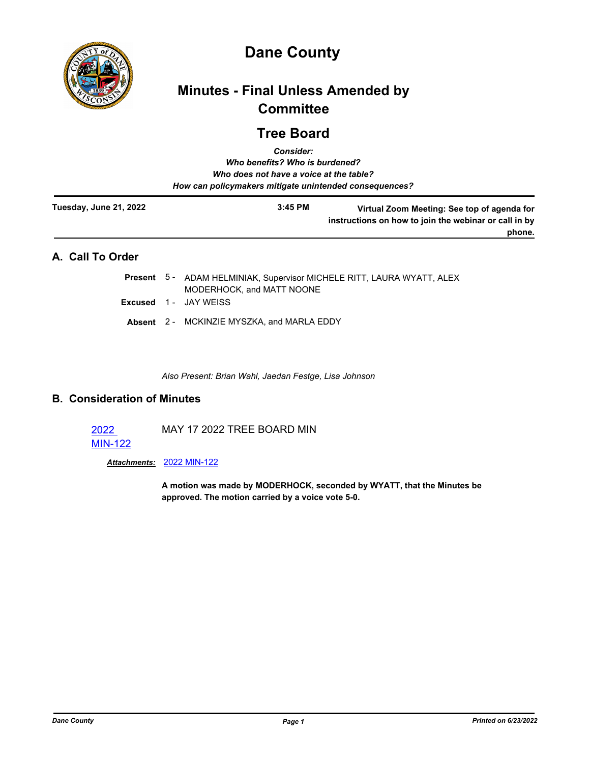# Dane County

## Minutes - Final Unless Amended by Committee

## Tree Board

*Consider:*
*Who benefits? Who is burdened?*
*Who does not have a voice at the table?*
*How can policymakers mitigate unintended consequences?*

**Tuesday, June 21, 2022** | **3:45 PM** | **Virtual Zoom Meeting: See top of agenda for instructions on how to join the webinar or call in by phone.**

## A. Call To Order

**Present** 5 - ADAM HELMINIAK, Supervisor MICHELE RITT, LAURA WYATT, ALEX MODERHOCK, and MATT NOONE

**Excused** 1 - JAY WEISS

**Absent** 2 - MCKINZIE MYSZKA, and MARLA EDDY

*Also Present: Brian Wahl, Jaedan Festge, Lisa Johnson*

## B. Consideration of Minutes

2022 MIN-122 MAY 17 2022 TREE BOARD MIN

***Attachments:*** 2022 MIN-122

**A motion was made by MODERHOCK, seconded by WYATT, that the Minutes be approved. The motion carried by a voice vote 5-0.**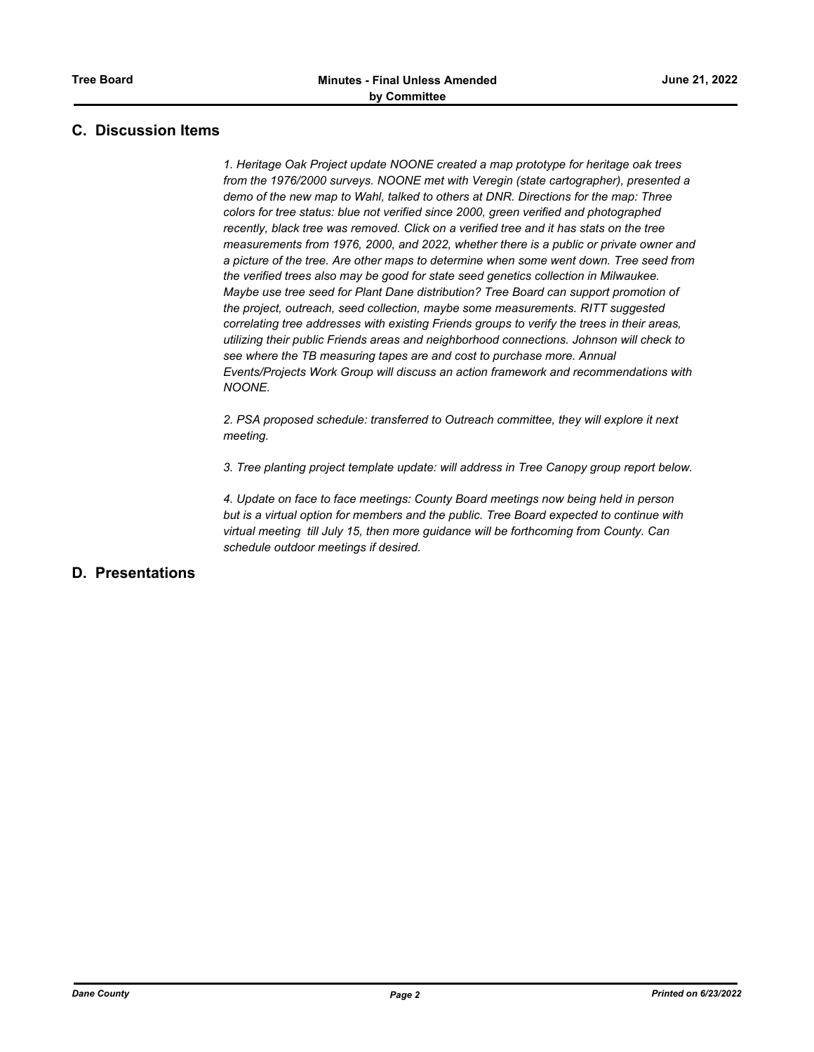## C. Discussion Items

*1. Heritage Oak Project update NOONE created a map prototype for heritage oak trees from the 1976/2000 surveys. NOONE met with Veregin (state cartographer), presented a demo of the new map to Wahl, talked to others at DNR. Directions for the map: Three colors for tree status: blue not verified since 2000, green verified and photographed recently, black tree was removed. Click on a verified tree and it has stats on the tree measurements from 1976, 2000, and 2022, whether there is a public or private owner and a picture of the tree. Are other maps to determine when some went down. Tree seed from the verified trees also may be good for state seed genetics collection in Milwaukee. Maybe use tree seed for Plant Dane distribution? Tree Board can support promotion of the project, outreach, seed collection, maybe some measurements. RITT suggested correlating tree addresses with existing Friends groups to verify the trees in their areas, utilizing their public Friends areas and neighborhood connections. Johnson will check to see where the TB measuring tapes are and cost to purchase more. Annual Events/Projects Work Group will discuss an action framework and recommendations with NOONE.*

*2. PSA proposed schedule: transferred to Outreach committee, they will explore it next meeting.*

*3. Tree planting project template update: will address in Tree Canopy group report below.*

*4. Update on face to face meetings: County Board meetings now being held in person but is a virtual option for members and the public. Tree Board expected to continue with virtual meeting till July 15, then more guidance will be forthcoming from County. Can schedule outdoor meetings if desired.*

## D. Presentations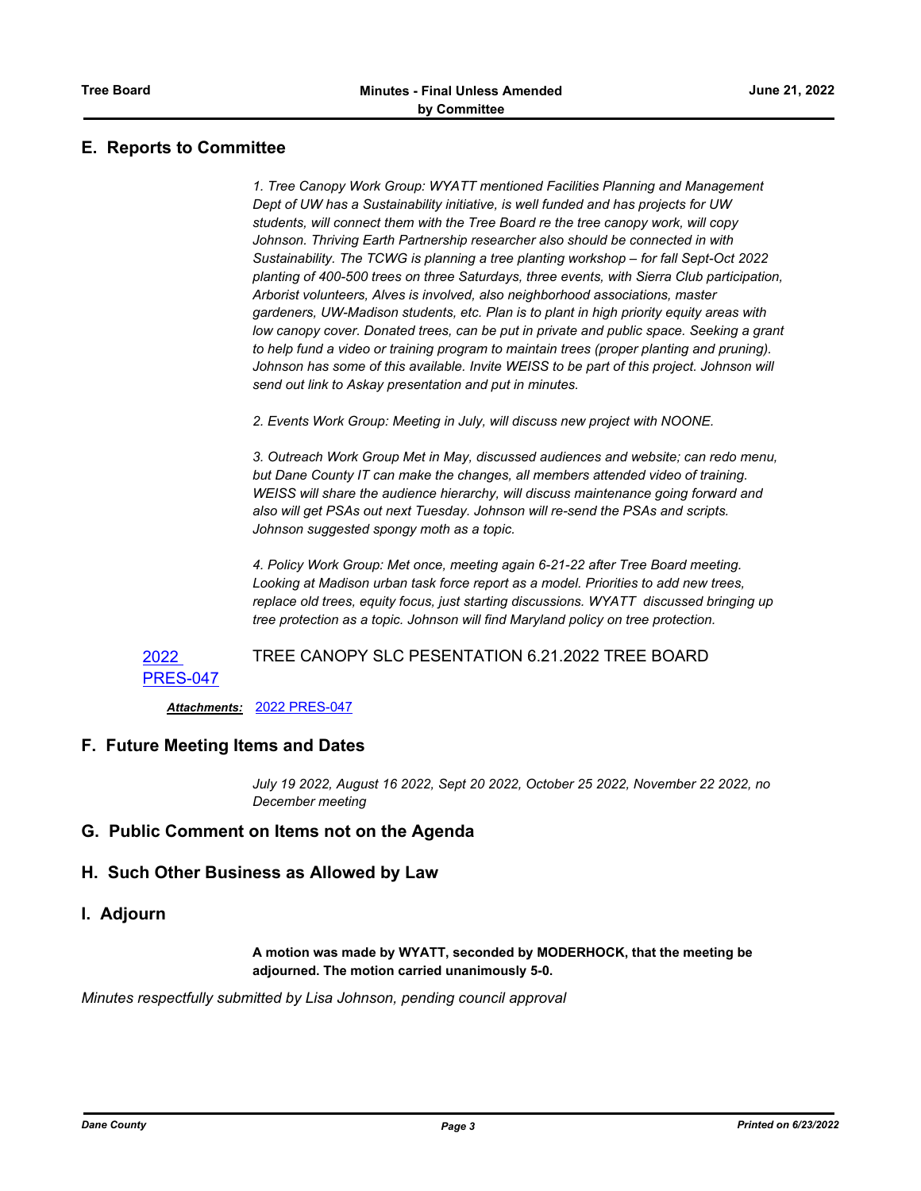## E. Reports to Committee

*1. Tree Canopy Work Group: WYATT mentioned Facilities Planning and Management Dept of UW has a Sustainability initiative, is well funded and has projects for UW students, will connect them with the Tree Board re the tree canopy work, will copy Johnson. Thriving Earth Partnership researcher also should be connected in with Sustainability. The TCWG is planning a tree planting workshop – for fall Sept-Oct 2022 planting of 400-500 trees on three Saturdays, three events, with Sierra Club participation, Arborist volunteers, Alves is involved, also neighborhood associations, master gardeners, UW-Madison students, etc. Plan is to plant in high priority equity areas with low canopy cover. Donated trees, can be put in private and public space. Seeking a grant to help fund a video or training program to maintain trees (proper planting and pruning). Johnson has some of this available. Invite WEISS to be part of this project. Johnson will send out link to Askay presentation and put in minutes.*

*2. Events Work Group: Meeting in July, will discuss new project with NOONE.*

*3. Outreach Work Group Met in May, discussed audiences and website; can redo menu, but Dane County IT can make the changes, all members attended video of training. WEISS will share the audience hierarchy, will discuss maintenance going forward and also will get PSAs out next Tuesday. Johnson will re-send the PSAs and scripts. Johnson suggested spongy moth as a topic.*

*4. Policy Work Group: Met once, meeting again 6-21-22 after Tree Board meeting. Looking at Madison urban task force report as a model. Priorities to add new trees, replace old trees, equity focus, just starting discussions. WYATT discussed bringing up tree protection as a topic. Johnson will find Maryland policy on tree protection.*

2022 PRES-047 TREE CANOPY SLC PESENTATION 6.21.2022 TREE BOARD

***Attachments:*** 2022 PRES-047

## F. Future Meeting Items and Dates

*July 19 2022, August 16 2022, Sept 20 2022, October 25 2022, November 22 2022, no December meeting*

## G. Public Comment on Items not on the Agenda

## H. Such Other Business as Allowed by Law

## I. Adjourn

**A motion was made by WYATT, seconded by MODERHOCK, that the meeting be adjourned. The motion carried unanimously 5-0.**

*Minutes respectfully submitted by Lisa Johnson, pending council approval*